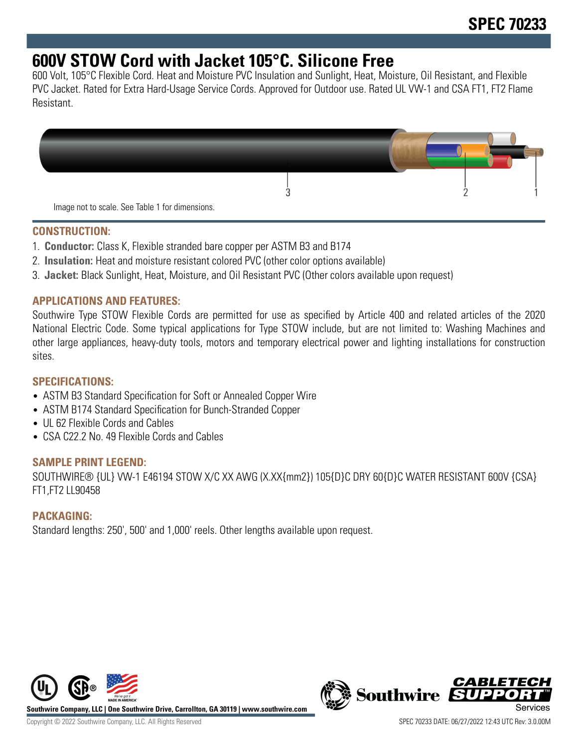# SPEC 70233

## 600V STOW Cord with Jacket 105°C. Silicone Free

600 Volt, 105°C Flexible Cord. Heat and Moisture PVC Insulation and Sunlight, Heat, Moisture, Oil Resistant, and Flexible PVC Jacket. Rated for Extra Hard-Usage Service Cords. Approved for Outdoor use. Rated UL VW-1 and CSA FT1, FT2 Flame Resistant.

Image not to scale. See Table 1 for dimensions.

### CONSTRUCTION:

1. **Conductor:** Class K, Flexible stranded bare copper per ASTM B3 and B174
2. **Insulation:** Heat and moisture resistant colored PVC (other color options available)
3. **Jacket:** Black Sunlight, Heat, Moisture, and Oil Resistant PVC (Other colors available upon request)

### APPLICATIONS AND FEATURES:

Southwire Type STOW Flexible Cords are permitted for use as specified by Article 400 and related articles of the 2020 National Electric Code. Some typical applications for Type STOW include, but are not limited to: Washing Machines and other large appliances, heavy-duty tools, motors and temporary electrical power and lighting installations for construction sites.

### SPECIFICATIONS:

- ASTM B3 Standard Specification for Soft or Annealed Copper Wire
- ASTM B174 Standard Specification for Bunch-Stranded Copper
- UL 62 Flexible Cords and Cables
- CSA C22.2 No. 49 Flexible Cords and Cables

### SAMPLE PRINT LEGEND:

SOUTHWIRE® {UL} VW-1 E46194 STOW X/C XX AWG (X.XX{mm2}) 105{D}C DRY 60{D}C WATER RESISTANT 600V {CSA} FT1,FT2 LL90458

### PACKAGING:

Standard lengths: 250', 500' and 1,000' reels. Other lengths available upon request.

Southwire Company, LLC | One Southwire Drive, Carrollton, GA 30119 | www.southwire.com

Copyright © 2022 Southwire Company, LLC. All Rights Reserved

SPEC 70233 DATE: 06/27/2022 12:43 UTC Rev: 3.0.00M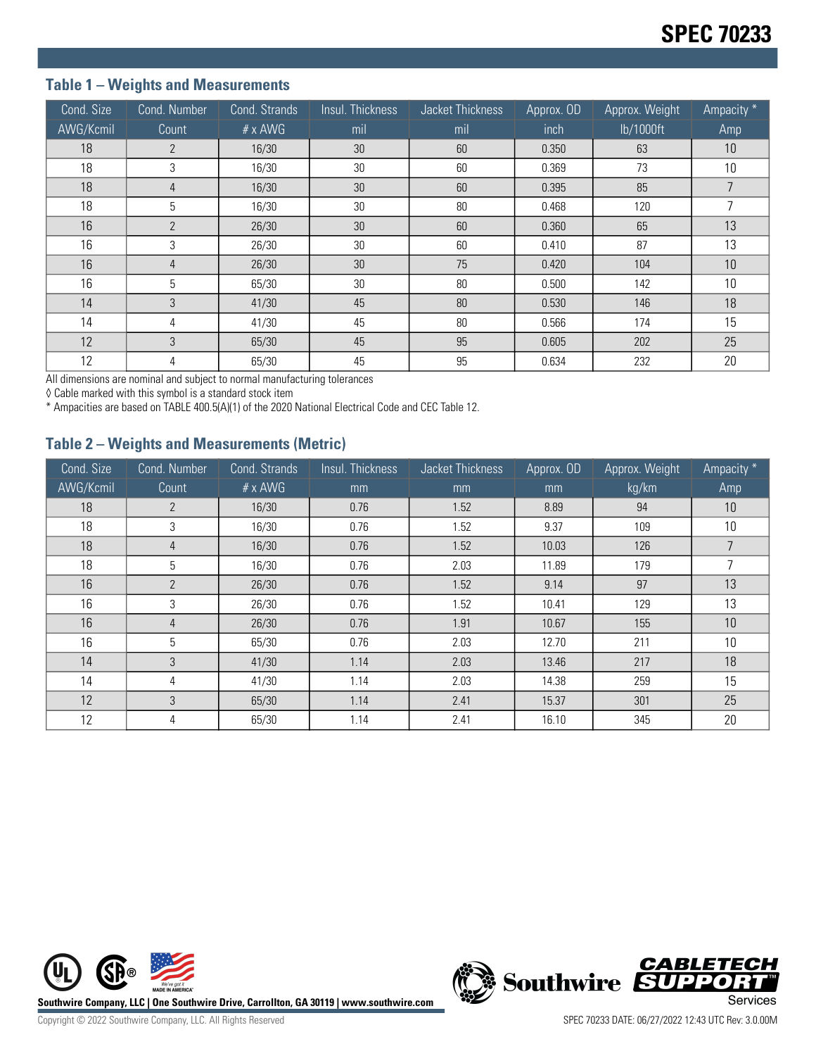## Table 1 – Weights and Measurements

| Cond. Size | Cond. Number | Cond. Strands | Insul. Thickness | Jacket Thickness | Approx. OD | Approx. Weight | Ampacity * |
|---|---|---|---|---|---|---|---|
| AWG/Kcmil | Count | # x AWG | mil | mil | inch | lb/1000ft | Amp |
| 18 | 2 | 16/30 | 30 | 60 | 0.350 | 63 | 10 |
| 18 | 3 | 16/30 | 30 | 60 | 0.369 | 73 | 10 |
| 18 | 4 | 16/30 | 30 | 60 | 0.395 | 85 | 7 |
| 18 | 5 | 16/30 | 30 | 80 | 0.468 | 120 | 7 |
| 16 | 2 | 26/30 | 30 | 60 | 0.360 | 65 | 13 |
| 16 | 3 | 26/30 | 30 | 60 | 0.410 | 87 | 13 |
| 16 | 4 | 26/30 | 30 | 75 | 0.420 | 104 | 10 |
| 16 | 5 | 65/30 | 30 | 80 | 0.500 | 142 | 10 |
| 14 | 3 | 41/30 | 45 | 80 | 0.530 | 146 | 18 |
| 14 | 4 | 41/30 | 45 | 80 | 0.566 | 174 | 15 |
| 12 | 3 | 65/30 | 45 | 95 | 0.605 | 202 | 25 |
| 12 | 4 | 65/30 | 45 | 95 | 0.634 | 232 | 20 |

All dimensions are nominal and subject to normal manufacturing tolerances

◊ Cable marked with this symbol is a standard stock item

* Ampacities are based on TABLE 400.5(A)(1) of the 2020 National Electrical Code and CEC Table 12.

## Table 2 – Weights and Measurements (Metric)

| Cond. Size | Cond. Number | Cond. Strands | Insul. Thickness | Jacket Thickness | Approx. OD | Approx. Weight | Ampacity * |
|---|---|---|---|---|---|---|---|
| AWG/Kcmil | Count | # x AWG | mm | mm | mm | kg/km | Amp |
| 18 | 2 | 16/30 | 0.76 | 1.52 | 8.89 | 94 | 10 |
| 18 | 3 | 16/30 | 0.76 | 1.52 | 9.37 | 109 | 10 |
| 18 | 4 | 16/30 | 0.76 | 1.52 | 10.03 | 126 | 7 |
| 18 | 5 | 16/30 | 0.76 | 2.03 | 11.89 | 179 | 7 |
| 16 | 2 | 26/30 | 0.76 | 1.52 | 9.14 | 97 | 13 |
| 16 | 3 | 26/30 | 0.76 | 1.52 | 10.41 | 129 | 13 |
| 16 | 4 | 26/30 | 0.76 | 1.91 | 10.67 | 155 | 10 |
| 16 | 5 | 65/30 | 0.76 | 2.03 | 12.70 | 211 | 10 |
| 14 | 3 | 41/30 | 1.14 | 2.03 | 13.46 | 217 | 18 |
| 14 | 4 | 41/30 | 1.14 | 2.03 | 14.38 | 259 | 15 |
| 12 | 3 | 65/30 | 1.14 | 2.41 | 15.37 | 301 | 25 |
| 12 | 4 | 65/30 | 1.14 | 2.41 | 16.10 | 345 | 20 |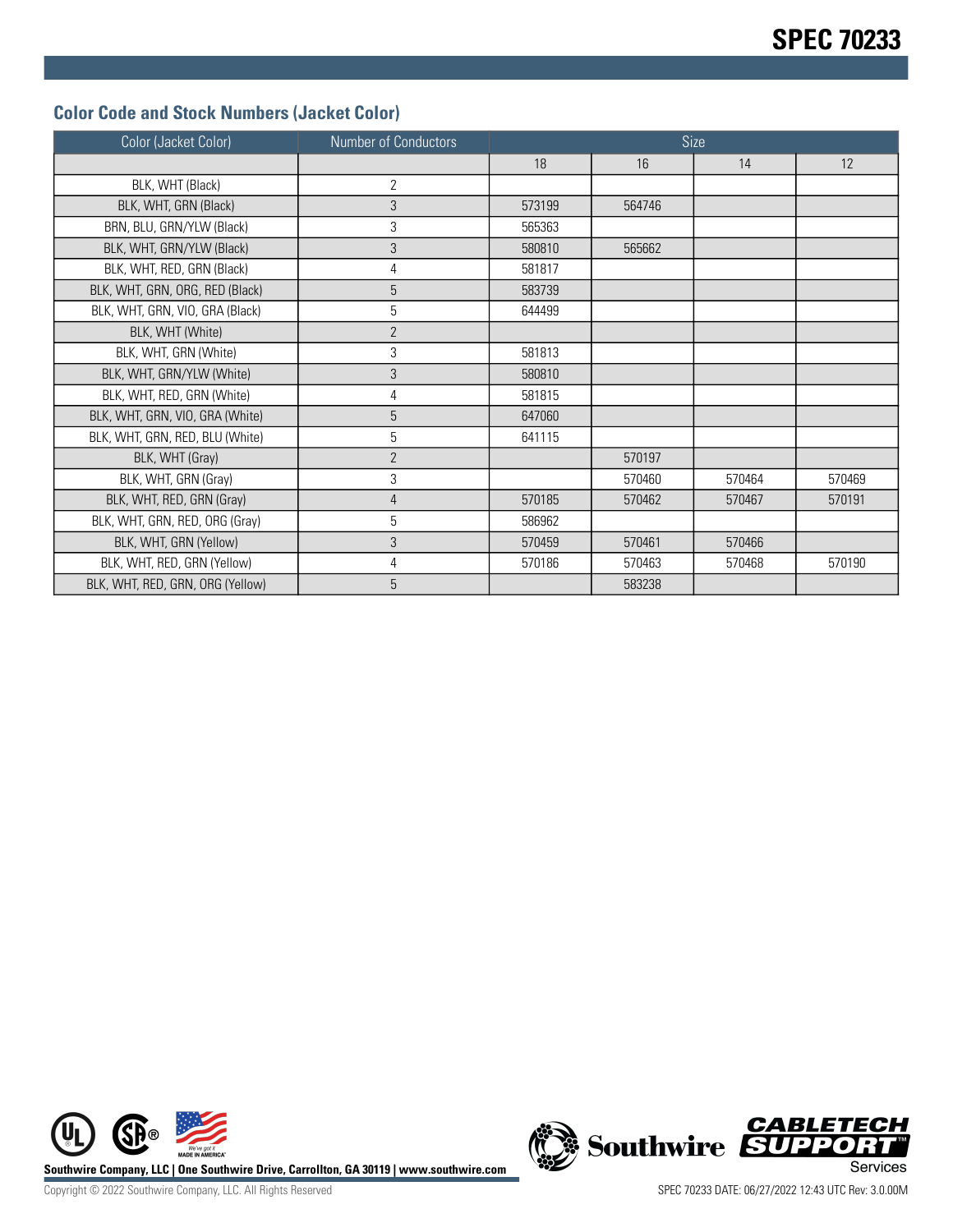## Color Code and Stock Numbers (Jacket Color)

| Color (Jacket Color) | Number of Conductors | Size | | | |
|---|---|---|---|---|---|
| | | 18 | 16 | 14 | 12 |
| BLK, WHT (Black) | 2 | | | | |
| BLK, WHT, GRN (Black) | 3 | 573199 | 564746 | | |
| BRN, BLU, GRN/YLW (Black) | 3 | 565363 | | | |
| BLK, WHT, GRN/YLW (Black) | 3 | 580810 | 565662 | | |
| BLK, WHT, RED, GRN (Black) | 4 | 581817 | | | |
| BLK, WHT, GRN, ORG, RED (Black) | 5 | 583739 | | | |
| BLK, WHT, GRN, VIO, GRA (Black) | 5 | 644499 | | | |
| BLK, WHT (White) | 2 | | | | |
| BLK, WHT, GRN (White) | 3 | 581813 | | | |
| BLK, WHT, GRN/YLW (White) | 3 | 580810 | | | |
| BLK, WHT, RED, GRN (White) | 4 | 581815 | | | |
| BLK, WHT, GRN, VIO, GRA (White) | 5 | 647060 | | | |
| BLK, WHT, GRN, RED, BLU (White) | 5 | 641115 | | | |
| BLK, WHT (Gray) | 2 | | 570197 | | |
| BLK, WHT, GRN (Gray) | 3 | | 570460 | 570464 | 570469 |
| BLK, WHT, RED, GRN (Gray) | 4 | 570185 | 570462 | 570467 | 570191 |
| BLK, WHT, GRN, RED, ORG (Gray) | 5 | 586962 | | | |
| BLK, WHT, GRN (Yellow) | 3 | 570459 | 570461 | 570466 | |
| BLK, WHT, RED, GRN (Yellow) | 4 | 570186 | 570463 | 570468 | 570190 |
| BLK, WHT, RED, GRN, ORG (Yellow) | 5 | | 583238 | | |

Southwire Company, LLC | One Southwire Drive, Carrollton, GA 30119 | www.southwire.com

Copyright © 2022 Southwire Company, LLC. All Rights Reserved

SPEC 70233 DATE: 06/27/2022 12:43 UTC Rev: 3.0.00M